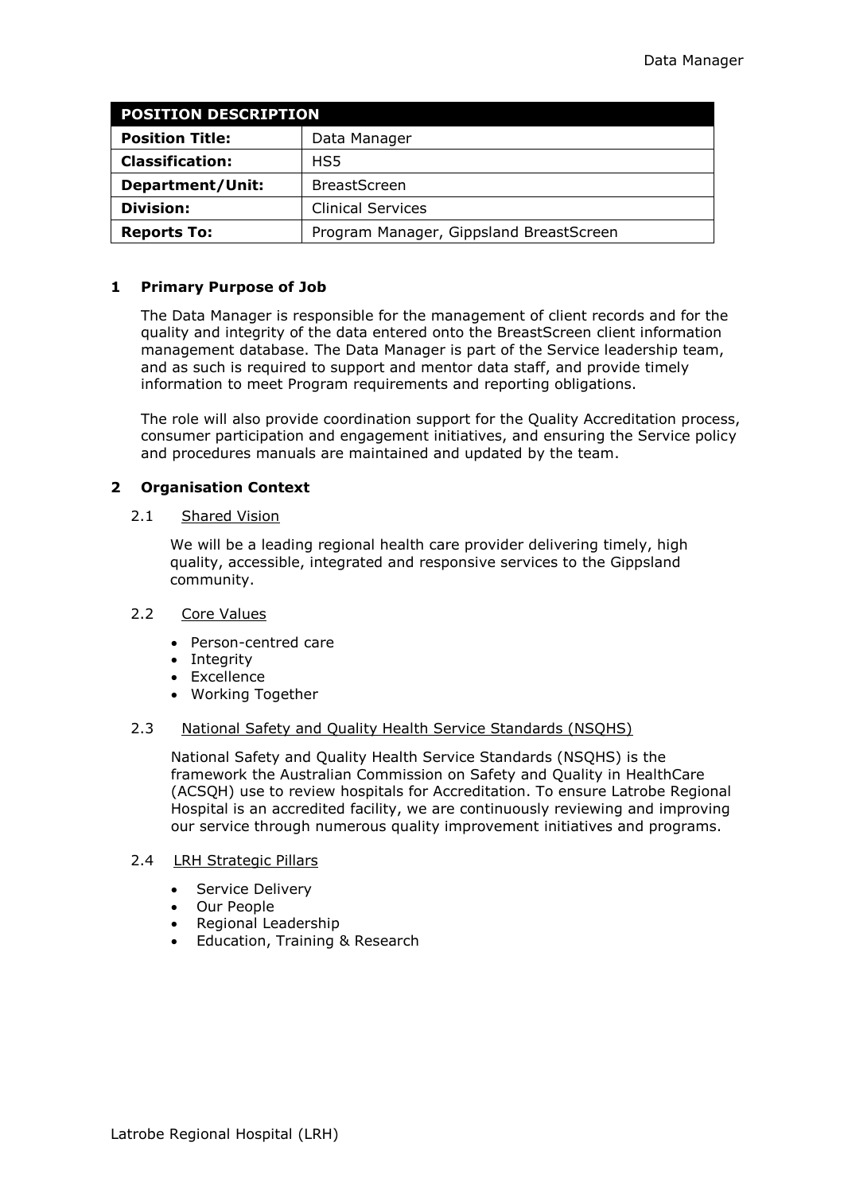| POSITION DESCRIPTION | |
|---|---|
| **Position Title:** | Data Manager |
| **Classification:** | HS5 |
| **Department/Unit:** | BreastScreen |
| **Division:** | Clinical Services |
| **Reports To:** | Program Manager, Gippsland BreastScreen |

## 1 Primary Purpose of Job

The Data Manager is responsible for the management of client records and for the quality and integrity of the data entered onto the BreastScreen client information management database. The Data Manager is part of the Service leadership team, and as such is required to support and mentor data staff, and provide timely information to meet Program requirements and reporting obligations.

The role will also provide coordination support for the Quality Accreditation process, consumer participation and engagement initiatives, and ensuring the Service policy and procedures manuals are maintained and updated by the team.

## 2 Organisation Context

### 2.1 Shared Vision

We will be a leading regional health care provider delivering timely, high quality, accessible, integrated and responsive services to the Gippsland community.

### 2.2 Core Values

- Person-centred care
- Integrity
- Excellence
- Working Together

### 2.3 National Safety and Quality Health Service Standards (NSQHS)

National Safety and Quality Health Service Standards (NSQHS) is the framework the Australian Commission on Safety and Quality in HealthCare (ACSQH) use to review hospitals for Accreditation. To ensure Latrobe Regional Hospital is an accredited facility, we are continuously reviewing and improving our service through numerous quality improvement initiatives and programs.

### 2.4 LRH Strategic Pillars

- Service Delivery
- Our People
- Regional Leadership
- Education, Training & Research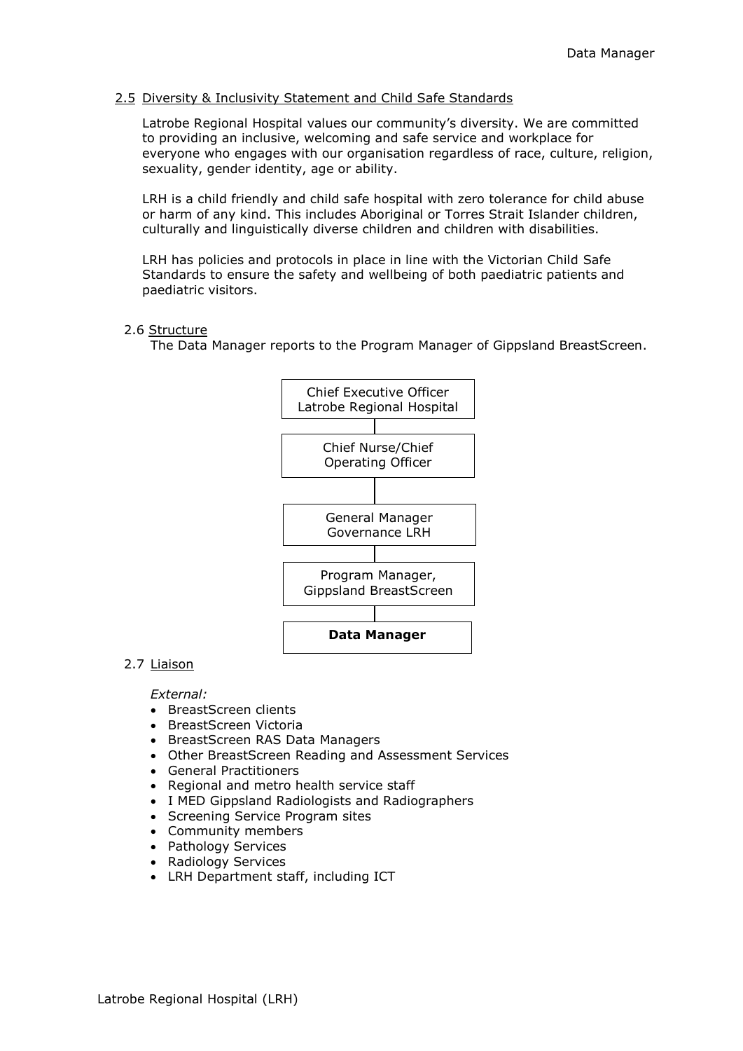### 2.5 Diversity & Inclusivity Statement and Child Safe Standards

Latrobe Regional Hospital values our community's diversity. We are committed to providing an inclusive, welcoming and safe service and workplace for everyone who engages with our organisation regardless of race, culture, religion, sexuality, gender identity, age or ability.

LRH is a child friendly and child safe hospital with zero tolerance for child abuse or harm of any kind. This includes Aboriginal or Torres Strait Islander children, culturally and linguistically diverse children and children with disabilities.

LRH has policies and protocols in place in line with the Victorian Child Safe Standards to ensure the safety and wellbeing of both paediatric patients and paediatric visitors.

### 2.6 Structure

The Data Manager reports to the Program Manager of Gippsland BreastScreen.

- Chief Executive Officer Latrobe Regional Hospital
  - Chief Nurse/Chief Operating Officer
    - General Manager Governance LRH
      - Program Manager, Gippsland BreastScreen
        - **Data Manager**

### 2.7 Liaison

*External:*

- BreastScreen clients
- BreastScreen Victoria
- BreastScreen RAS Data Managers
- Other BreastScreen Reading and Assessment Services
- General Practitioners
- Regional and metro health service staff
- I MED Gippsland Radiologists and Radiographers
- Screening Service Program sites
- Community members
- Pathology Services
- Radiology Services
- LRH Department staff, including ICT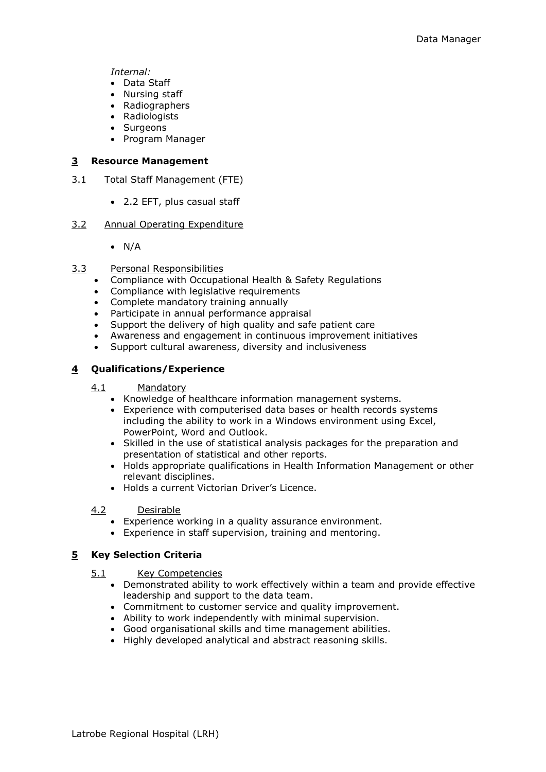*Internal:*

- Data Staff
- Nursing staff
- Radiographers
- Radiologists
- Surgeons
- Program Manager

## 3 Resource Management

### 3.1 Total Staff Management (FTE)

- 2.2 EFT, plus casual staff

### 3.2 Annual Operating Expenditure

- N/A

### 3.3 Personal Responsibilities

- Compliance with Occupational Health & Safety Regulations
- Compliance with legislative requirements
- Complete mandatory training annually
- Participate in annual performance appraisal
- Support the delivery of high quality and safe patient care
- Awareness and engagement in continuous improvement initiatives
- Support cultural awareness, diversity and inclusiveness

## 4 Qualifications/Experience

### 4.1 Mandatory

- Knowledge of healthcare information management systems.
- Experience with computerised data bases or health records systems including the ability to work in a Windows environment using Excel, PowerPoint, Word and Outlook.
- Skilled in the use of statistical analysis packages for the preparation and presentation of statistical and other reports.
- Holds appropriate qualifications in Health Information Management or other relevant disciplines.
- Holds a current Victorian Driver's Licence.

### 4.2 Desirable

- Experience working in a quality assurance environment.
- Experience in staff supervision, training and mentoring.

## 5 Key Selection Criteria

### 5.1 Key Competencies

- Demonstrated ability to work effectively within a team and provide effective leadership and support to the data team.
- Commitment to customer service and quality improvement.
- Ability to work independently with minimal supervision.
- Good organisational skills and time management abilities.
- Highly developed analytical and abstract reasoning skills.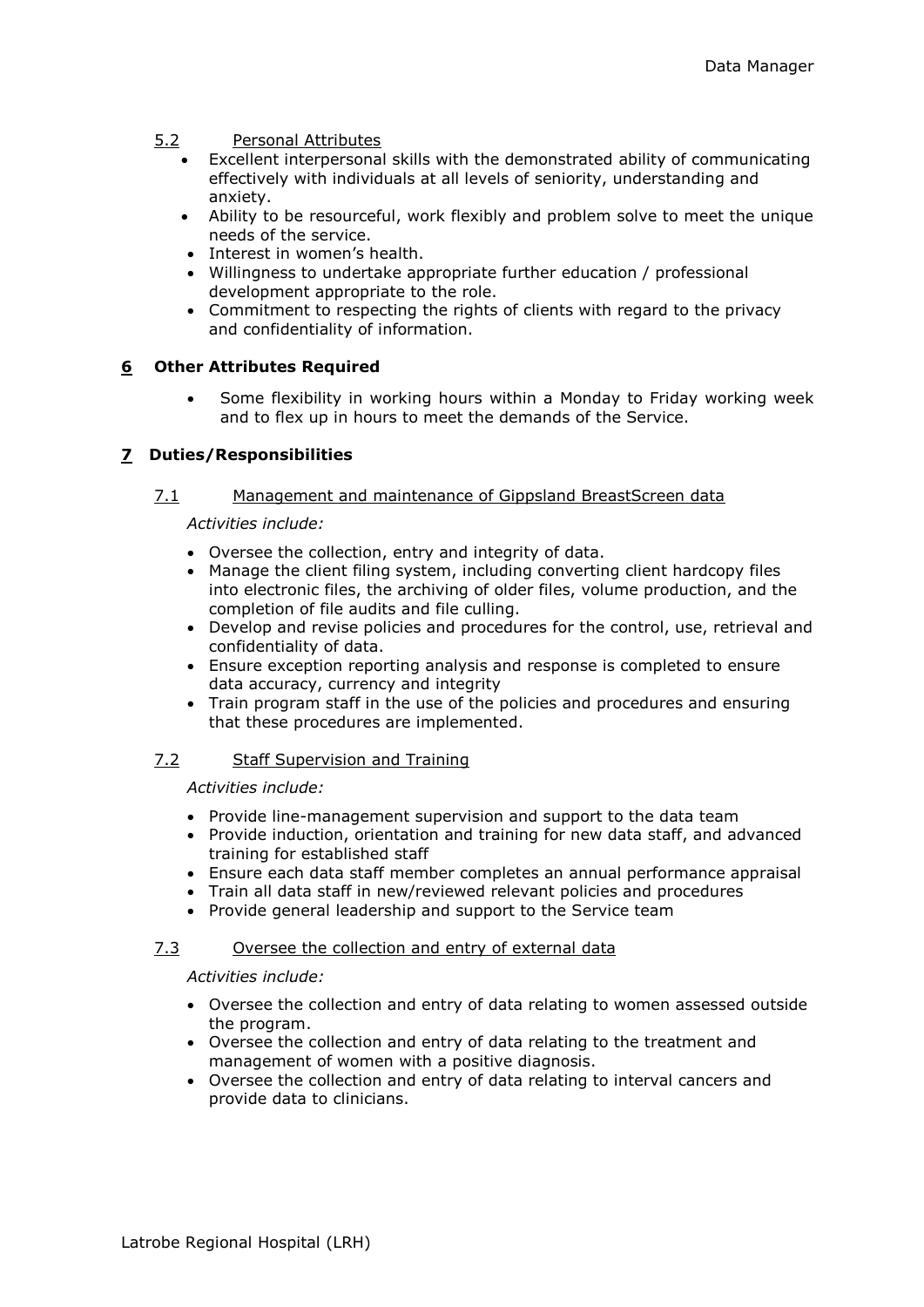### 5.2 Personal Attributes

- Excellent interpersonal skills with the demonstrated ability of communicating effectively with individuals at all levels of seniority, understanding and anxiety.
- Ability to be resourceful, work flexibly and problem solve to meet the unique needs of the service.
- Interest in women's health.
- Willingness to undertake appropriate further education / professional development appropriate to the role.
- Commitment to respecting the rights of clients with regard to the privacy and confidentiality of information.

## 6 Other Attributes Required

- Some flexibility in working hours within a Monday to Friday working week and to flex up in hours to meet the demands of the Service.

## 7 Duties/Responsibilities

### 7.1 Management and maintenance of Gippsland BreastScreen data

*Activities include:*

- Oversee the collection, entry and integrity of data.
- Manage the client filing system, including converting client hardcopy files into electronic files, the archiving of older files, volume production, and the completion of file audits and file culling.
- Develop and revise policies and procedures for the control, use, retrieval and confidentiality of data.
- Ensure exception reporting analysis and response is completed to ensure data accuracy, currency and integrity
- Train program staff in the use of the policies and procedures and ensuring that these procedures are implemented.

### 7.2 Staff Supervision and Training

*Activities include:*

- Provide line-management supervision and support to the data team
- Provide induction, orientation and training for new data staff, and advanced training for established staff
- Ensure each data staff member completes an annual performance appraisal
- Train all data staff in new/reviewed relevant policies and procedures
- Provide general leadership and support to the Service team

### 7.3 Oversee the collection and entry of external data

*Activities include:*

- Oversee the collection and entry of data relating to women assessed outside the program.
- Oversee the collection and entry of data relating to the treatment and management of women with a positive diagnosis.
- Oversee the collection and entry of data relating to interval cancers and provide data to clinicians.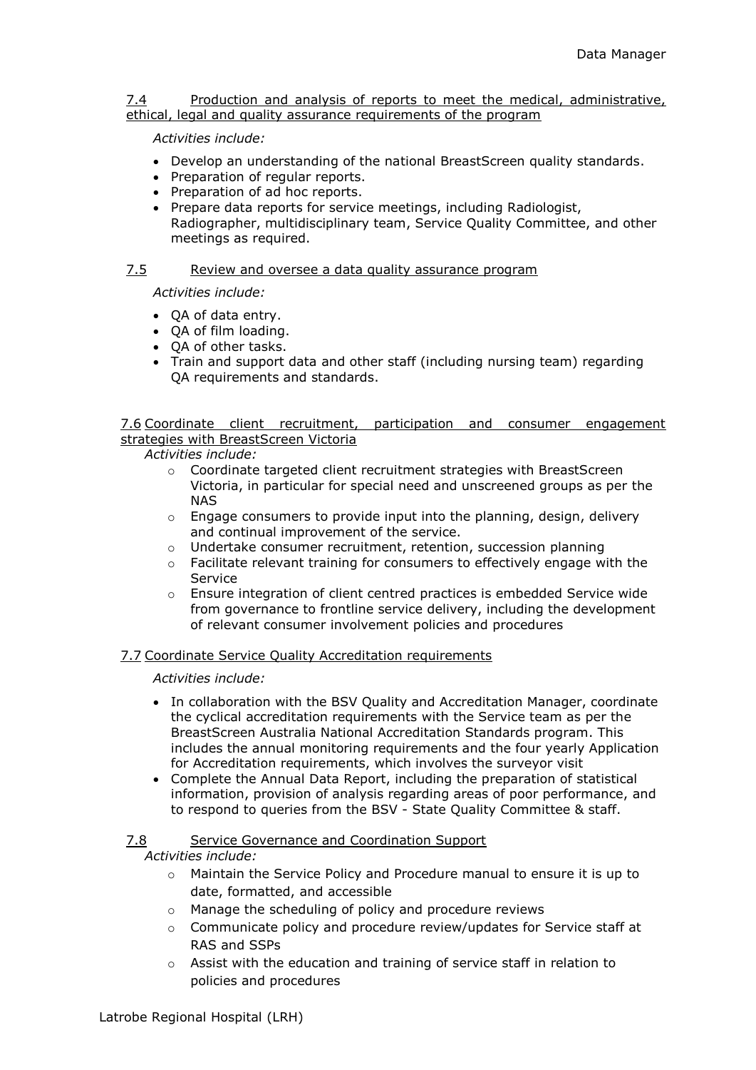7.4 Production and analysis of reports to meet the medical, administrative, ethical, legal and quality assurance requirements of the program

*Activities include:*

- Develop an understanding of the national BreastScreen quality standards.
- Preparation of regular reports.
- Preparation of ad hoc reports.
- Prepare data reports for service meetings, including Radiologist, Radiographer, multidisciplinary team, Service Quality Committee, and other meetings as required.

7.5 Review and oversee a data quality assurance program

*Activities include:*

- QA of data entry.
- QA of film loading.
- QA of other tasks.
- Train and support data and other staff (including nursing team) regarding QA requirements and standards.

7.6 Coordinate client recruitment, participation and consumer engagement strategies with BreastScreen Victoria

*Activities include:*

- Coordinate targeted client recruitment strategies with BreastScreen Victoria, in particular for special need and unscreened groups as per the NAS
- Engage consumers to provide input into the planning, design, delivery and continual improvement of the service.
- Undertake consumer recruitment, retention, succession planning
- Facilitate relevant training for consumers to effectively engage with the Service
- Ensure integration of client centred practices is embedded Service wide from governance to frontline service delivery, including the development of relevant consumer involvement policies and procedures

7.7 Coordinate Service Quality Accreditation requirements

*Activities include:*

- In collaboration with the BSV Quality and Accreditation Manager, coordinate the cyclical accreditation requirements with the Service team as per the BreastScreen Australia National Accreditation Standards program. This includes the annual monitoring requirements and the four yearly Application for Accreditation requirements, which involves the surveyor visit
- Complete the Annual Data Report, including the preparation of statistical information, provision of analysis regarding areas of poor performance, and to respond to queries from the BSV - State Quality Committee & staff.

7.8 Service Governance and Coordination Support

*Activities include:*

- Maintain the Service Policy and Procedure manual to ensure it is up to date, formatted, and accessible
- Manage the scheduling of policy and procedure reviews
- Communicate policy and procedure review/updates for Service staff at RAS and SSPs
- Assist with the education and training of service staff in relation to policies and procedures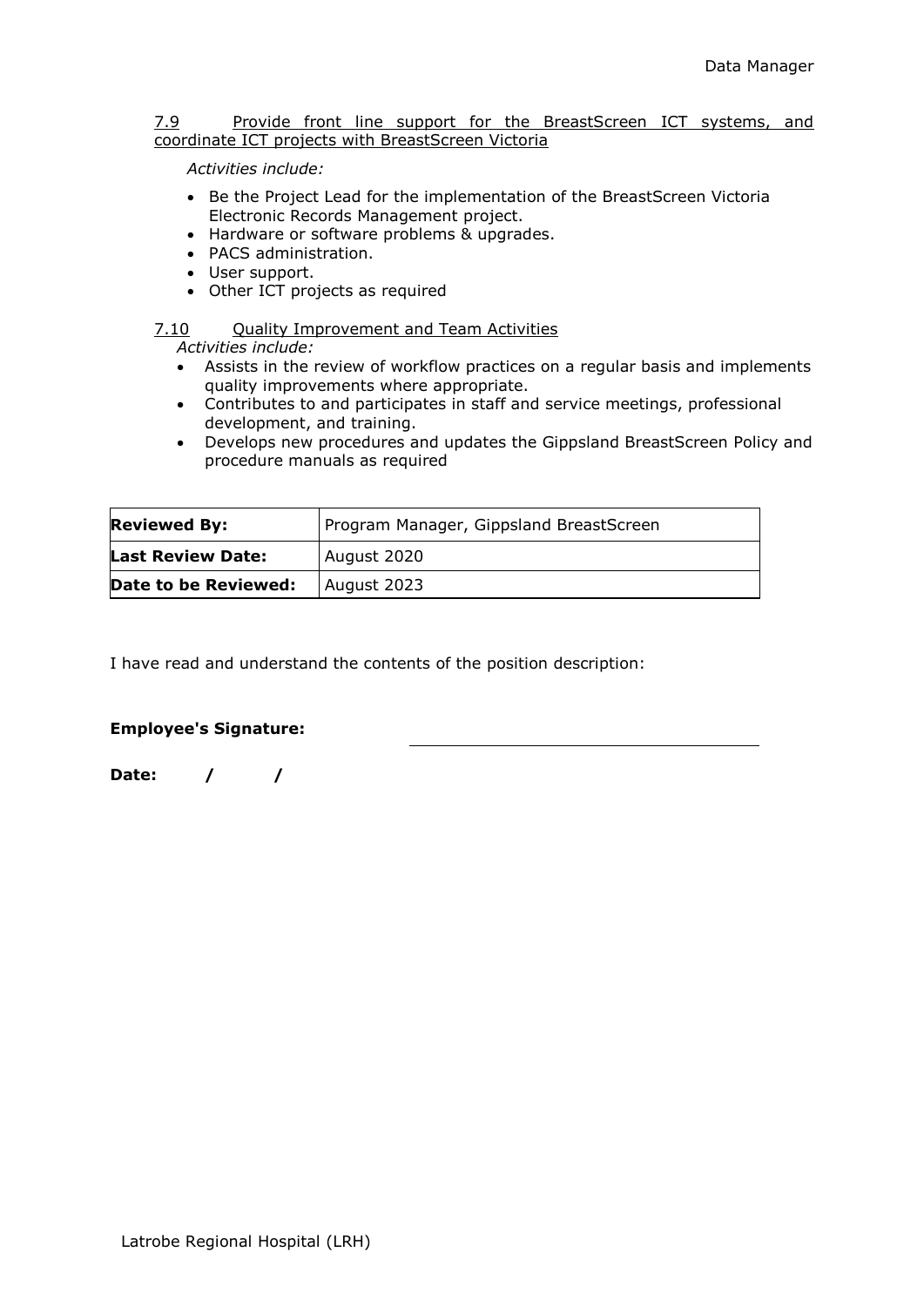<u>7.9 Provide front line support for the BreastScreen ICT systems, and coordinate ICT projects with BreastScreen Victoria</u>

*Activities include:*

- Be the Project Lead for the implementation of the BreastScreen Victoria Electronic Records Management project.
- Hardware or software problems & upgrades.
- PACS administration.
- User support.
- Other ICT projects as required

<u>7.10 Quality Improvement and Team Activities</u>

*Activities include:*

- Assists in the review of workflow practices on a regular basis and implements quality improvements where appropriate.
- Contributes to and participates in staff and service meetings, professional development, and training.
- Develops new procedures and updates the Gippsland BreastScreen Policy and procedure manuals as required

| | |
|---|---|
| **Reviewed By:** | Program Manager, Gippsland BreastScreen |
| **Last Review Date:** | August 2020 |
| **Date to be Reviewed:** | August 2023 |

I have read and understand the contents of the position description:

**Employee's Signature:** ______________________________

**Date: / /**